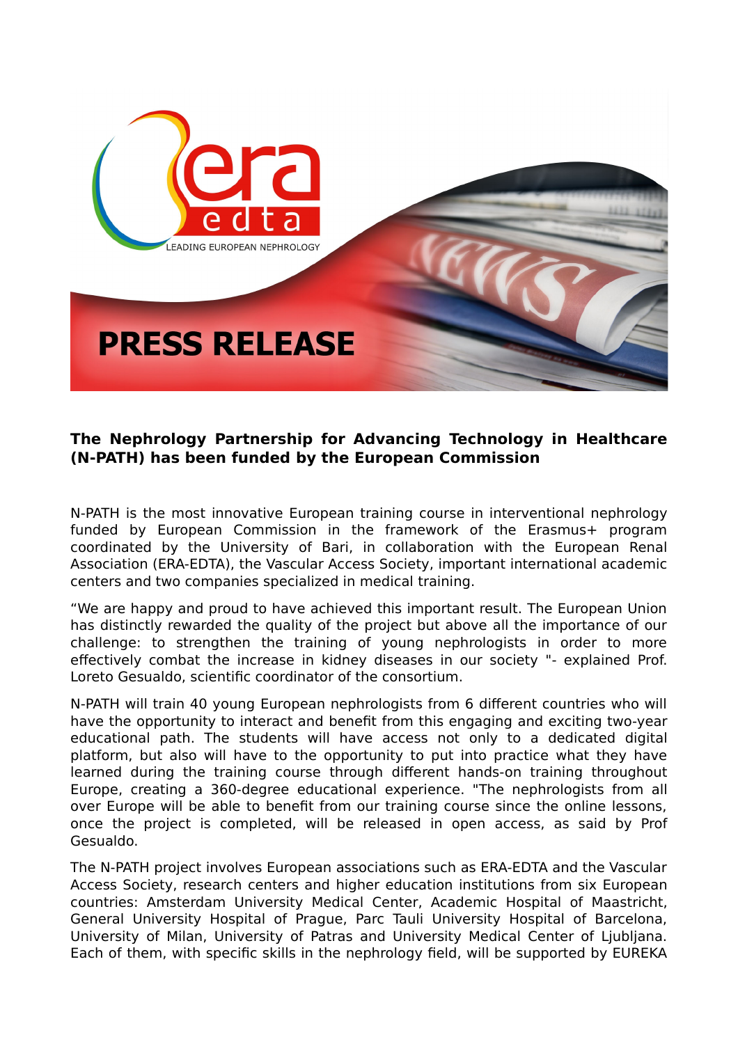# PRESS RELEASE

**The Nephrology Partnership for Advancing Technology in Healthcare (N-PATH) has been funded by the European Commission**

N-PATH is the most innovative European training course in interventional nephrology funded by European Commission in the framework of the Erasmus+ program coordinated by the University of Bari, in collaboration with the European Renal Association (ERA-EDTA), the Vascular Access Society, important international academic centers and two companies specialized in medical training.

"We are happy and proud to have achieved this important result. The European Union has distinctly rewarded the quality of the project but above all the importance of our challenge: to strengthen the training of young nephrologists in order to more effectively combat the increase in kidney diseases in our society "- explained Prof. Loreto Gesualdo, scientific coordinator of the consortium.

N-PATH will train 40 young European nephrologists from 6 different countries who will have the opportunity to interact and benefit from this engaging and exciting two-year educational path. The students will have access not only to a dedicated digital platform, but also will have to the opportunity to put into practice what they have learned during the training course through different hands-on training throughout Europe, creating a 360-degree educational experience. "The nephrologists from all over Europe will be able to benefit from our training course since the online lessons, once the project is completed, will be released in open access, as said by Prof Gesualdo.

The N-PATH project involves European associations such as ERA-EDTA and the Vascular Access Society, research centers and higher education institutions from six European countries: Amsterdam University Medical Center, Academic Hospital of Maastricht, General University Hospital of Prague, Parc Tauli University Hospital of Barcelona, University of Milan, University of Patras and University Medical Center of Ljubljana. Each of them, with specific skills in the nephrology field, will be supported by EUREKA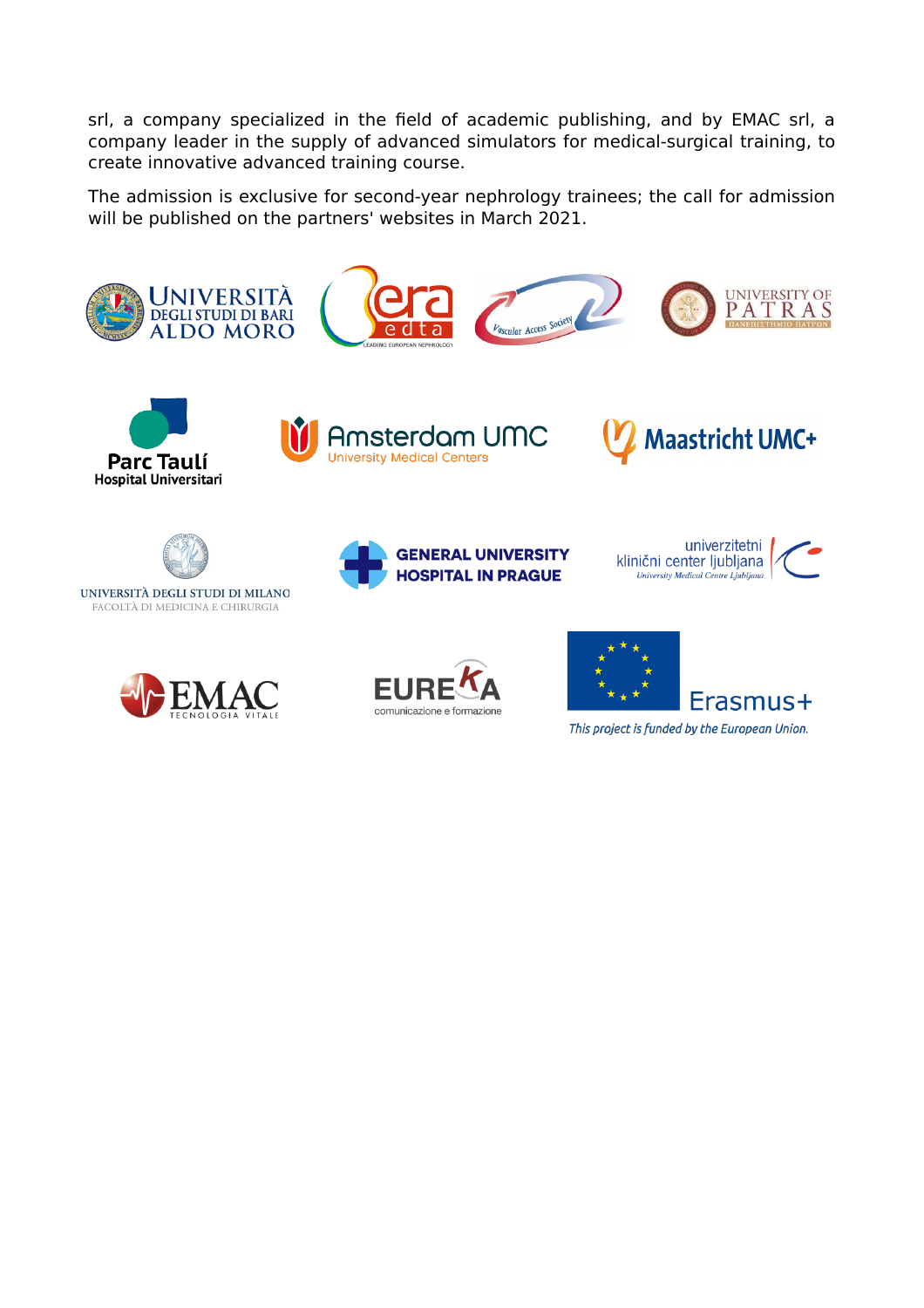srl, a company specialized in the field of academic publishing, and by EMAC srl, a company leader in the supply of advanced simulators for medical-surgical training, to create innovative advanced training course.

The admission is exclusive for second-year nephrology trainees; the call for admission will be published on the partners' websites in March 2021.

UNIVERSITÀ DEGLI STUDI DI BARI ALDO MORO

era edta LEADING EUROPEAN NEPHROLOGY

Vascular Access Society

UNIVERSITY OF PATRAS ΠΑΝΕΠΙΣΤΗΜΙΟ ΠΑΤΡΩΝ

Parc Taulí Hospital Universitari

Amsterdam UMC University Medical Centers

Maastricht UMC+

UNIVERSITÀ DEGLI STUDI DI MILANO FACOLTÀ DI MEDICINA E CHIRURGIA

GENERAL UNIVERSITY HOSPITAL IN PRAGUE

univerzitetni klinični center ljubljana University Medical Centre Ljubljana

EMAC TECNOLOGIA VITALE

EUREKA comunicazione e formazione

Erasmus+

*This project is funded by the European Union.*